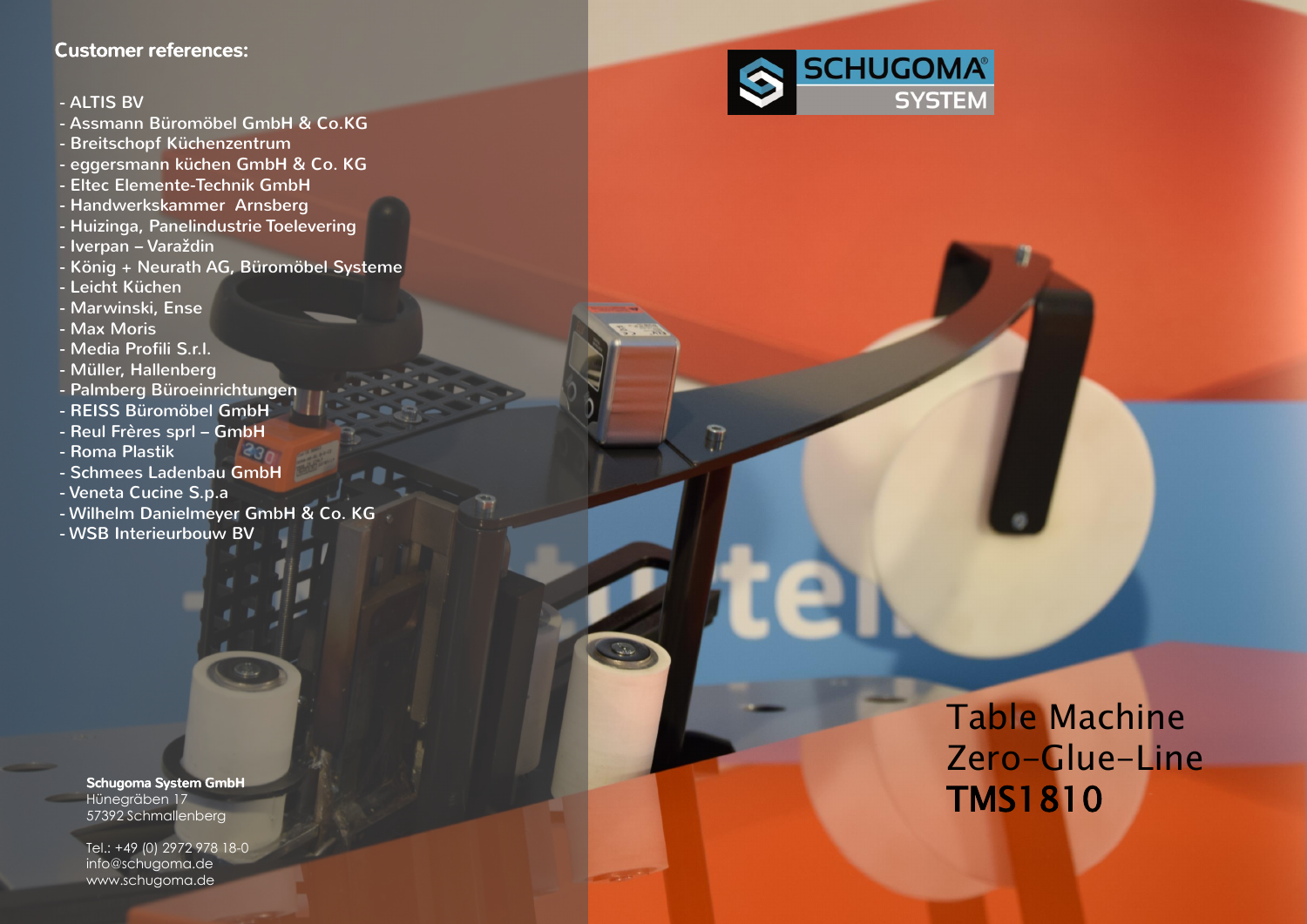## Customer references:

- ALTIS BV
- Assmann Büromöbel GmbH & Co.KG
- Breitschopf Küchenzentrum
- eggersmann küchen GmbH & Co. KG
- Eltec Elemente-Technik GmbH
- Handwerkskammer  Arnsberg
- Huizinga, Panelindustrie Toelevering
- Iverpan – Varaždin
- König + Neurath AG, Büromöbel Systeme
- Leicht Küchen
- Marwinski, Ense
- Max Moris
- Media Profili S.r.l.
- Müller, Hallenberg
- Palmberg Büroeinrichtungen
- REISS Büromöbel GmbH
- Reul Frères sprl – GmbH
- Roma Plastik
- Schmees Ladenbau GmbH
- Veneta Cucine S.p.a
- Wilhelm Danielmeyer GmbH & Co. KG
- WSB Interieurbouw BV

**Schugoma System GmbH**
Hünegräben 17
57392 Schmallenberg

Tel.: +49 (0) 2972 978 18-0
info@schugoma.de
www.schugoma.de

SCHUGOMA® SYSTEM

# Table Machine Zero-Glue-Line **TMS1810**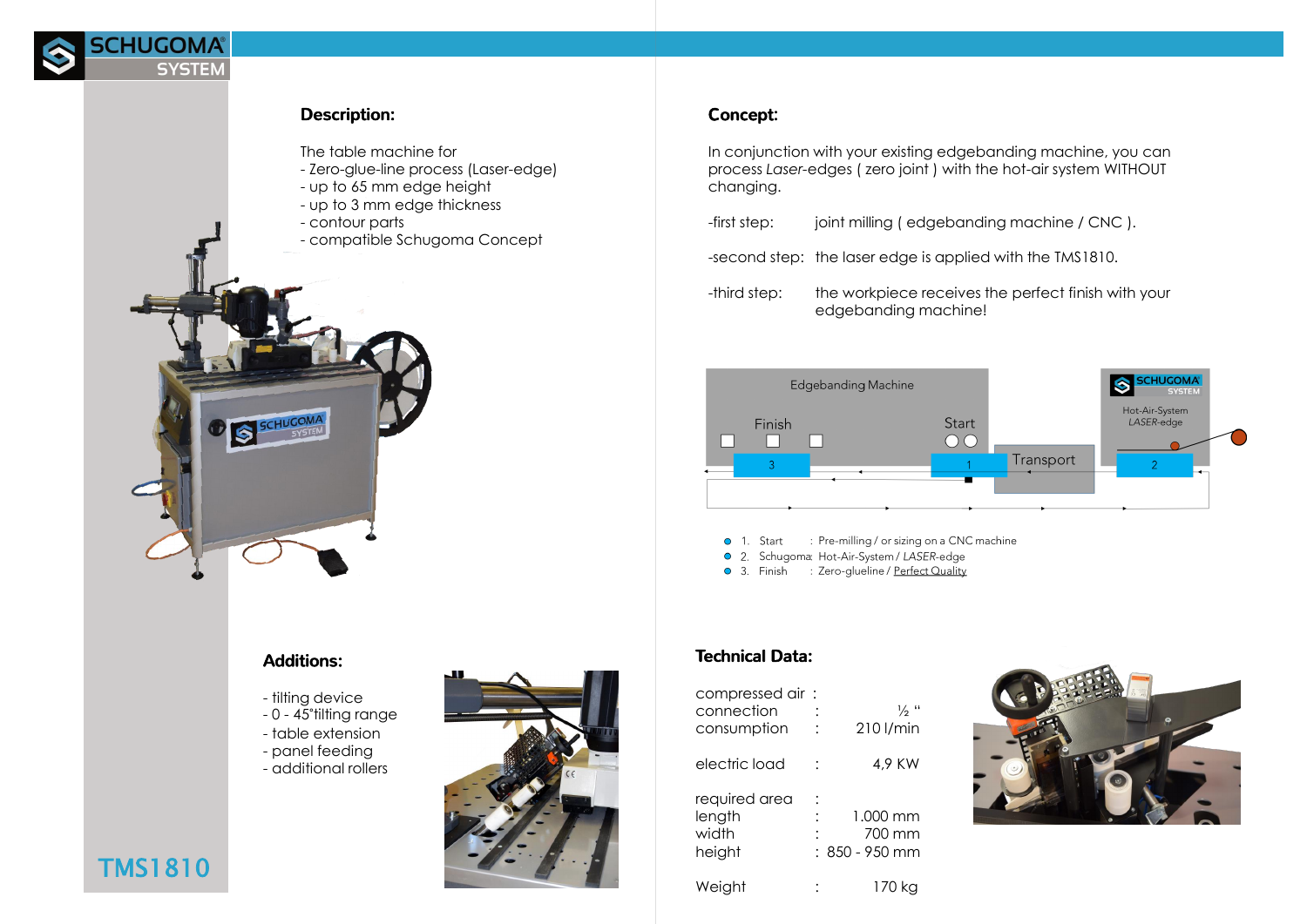SCHUGOMA® SYSTEM

## Description:

The table machine for
- Zero-glue-line process (Laser-edge)
- up to 65 mm edge height
- up to 3 mm edge thickness
- contour parts
- compatible Schugoma Concept

## Additions:

- tilting device
- 0 - 45°tilting range
- table extension
- panel feeding
- additional rollers

TMS1810

## Concept:

In conjunction with your existing edgebanding machine, you can process Laser-edges ( zero joint ) with the hot-air system WITHOUT changing.

-first step: joint milling ( edgebanding machine / CNC ).

-second step: the laser edge is applied with the TMS1810.

-third step: the workpiece receives the perfect finish with your edgebanding machine!

Edgebanding Machine
Finish
Start
Transport
SCHUGOMA SYSTEM
Hot-Air-System
*LASER*-edge
3
1
2

1. Start : Pre-milling / or sizing on a CNC machine
2. Schugoma: Hot-Air-System / *LASER*-edge
3. Finish : Zero-glueline / Perfect Quality

## Technical Data:

| | | |
|---|---|---|
| compressed air | : | |
| connection | : | ½ “ |
| consumption | : | 210 l/min |
| electric load | : | 4,9 KW |
| required area | : | |
| length | : | 1.000 mm |
| width | : | 700 mm |
| height | : | 850 - 950 mm |
| Weight | : | 170 kg |